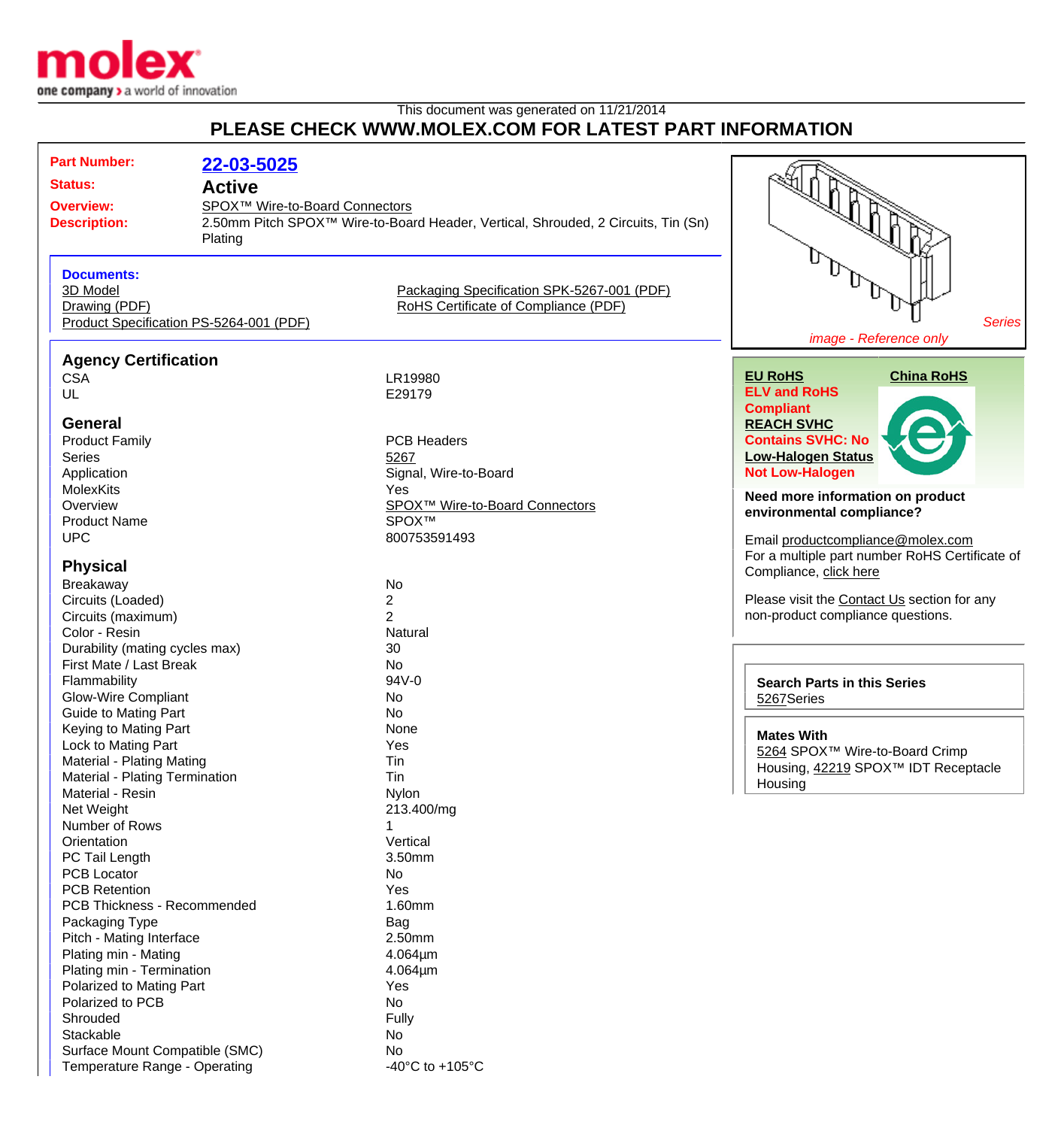This document was generated on 11/21/2014

# PLEASE CHECK WWW.MOLEX.COM FOR LATEST PART INFORMATION

**Part Number:** 22-03-5025

**Status:** Active

**Overview:** SPOX™ Wire-to-Board Connectors

**Description:** 2.50mm Pitch SPOX™ Wire-to-Board Header, Vertical, Shrouded, 2 Circuits, Tin (Sn) Plating

**Documents:**

- 3D Model
- Drawing (PDF)
- Product Specification PS-5264-001 (PDF)
- Packaging Specification SPK-5267-001 (PDF)
- RoHS Certificate of Compliance (PDF)

*Series*

*image - Reference only*

## Agency Certification

| | |
|---|---|
| CSA | LR19980 |
| UL | E29179 |

## General

| | |
|---|---|
| Product Family | PCB Headers |
| Series | 5267 |
| Application | Signal, Wire-to-Board |
| MolexKits | Yes |
| Overview | SPOX™ Wire-to-Board Connectors |
| Product Name | SPOX™ |
| UPC | 800753591493 |

## Physical

| | |
|---|---|
| Breakaway | No |
| Circuits (Loaded) | 2 |
| Circuits (maximum) | 2 |
| Color - Resin | Natural |
| Durability (mating cycles max) | 30 |
| First Mate / Last Break | No |
| Flammability | 94V-0 |
| Glow-Wire Compliant | No |
| Guide to Mating Part | No |
| Keying to Mating Part | None |
| Lock to Mating Part | Yes |
| Material - Plating Mating | Tin |
| Material - Plating Termination | Tin |
| Material - Resin | Nylon |
| Net Weight | 213.400/mg |
| Number of Rows | 1 |
| Orientation | Vertical |
| PC Tail Length | 3.50mm |
| PCB Locator | No |
| PCB Retention | Yes |
| PCB Thickness - Recommended | 1.60mm |
| Packaging Type | Bag |
| Pitch - Mating Interface | 2.50mm |
| Plating min - Mating | 4.064µm |
| Plating min - Termination | 4.064µm |
| Polarized to Mating Part | Yes |
| Polarized to PCB | No |
| Shrouded | Fully |
| Stackable | No |
| Surface Mount Compatible (SMC) | No |
| Temperature Range - Operating | -40°C to +105°C |

**EU RoHS**

**ELV and RoHS Compliant**

**REACH SVHC**

**Contains SVHC: No**

**Low-Halogen Status**

**Not Low-Halogen**

**China RoHS**

**Need more information on product environmental compliance?**

Email productcompliance@molex.com

For a multiple part number RoHS Certificate of Compliance, click here

Please visit the Contact Us section for any non-product compliance questions.

**Search Parts in this Series**

5267Series

**Mates With**

5264 SPOX™ Wire-to-Board Crimp Housing, 42219 SPOX™ IDT Receptacle Housing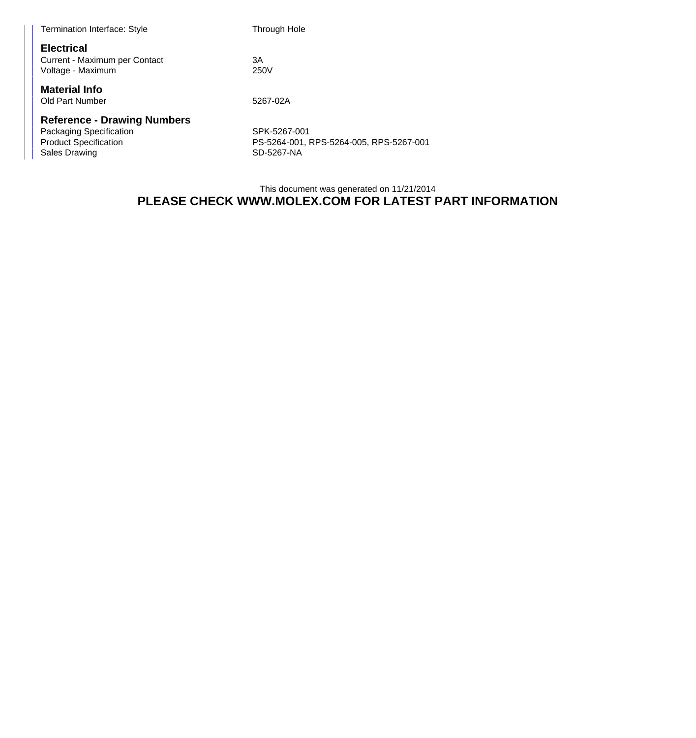| | |
|---|---|
| Termination Interface: Style | Through Hole |

## Electrical

| | |
|---|---|
| Current - Maximum per Contact | 3A |
| Voltage - Maximum | 250V |

## Material Info

| | |
|---|---|
| Old Part Number | 5267-02A |

## Reference - Drawing Numbers

| | |
|---|---|
| Packaging Specification | SPK-5267-001 |
| Product Specification | PS-5264-001, RPS-5264-005, RPS-5267-001 |
| Sales Drawing | SD-5267-NA |

This document was generated on 11/21/2014

**PLEASE CHECK WWW.MOLEX.COM FOR LATEST PART INFORMATION**